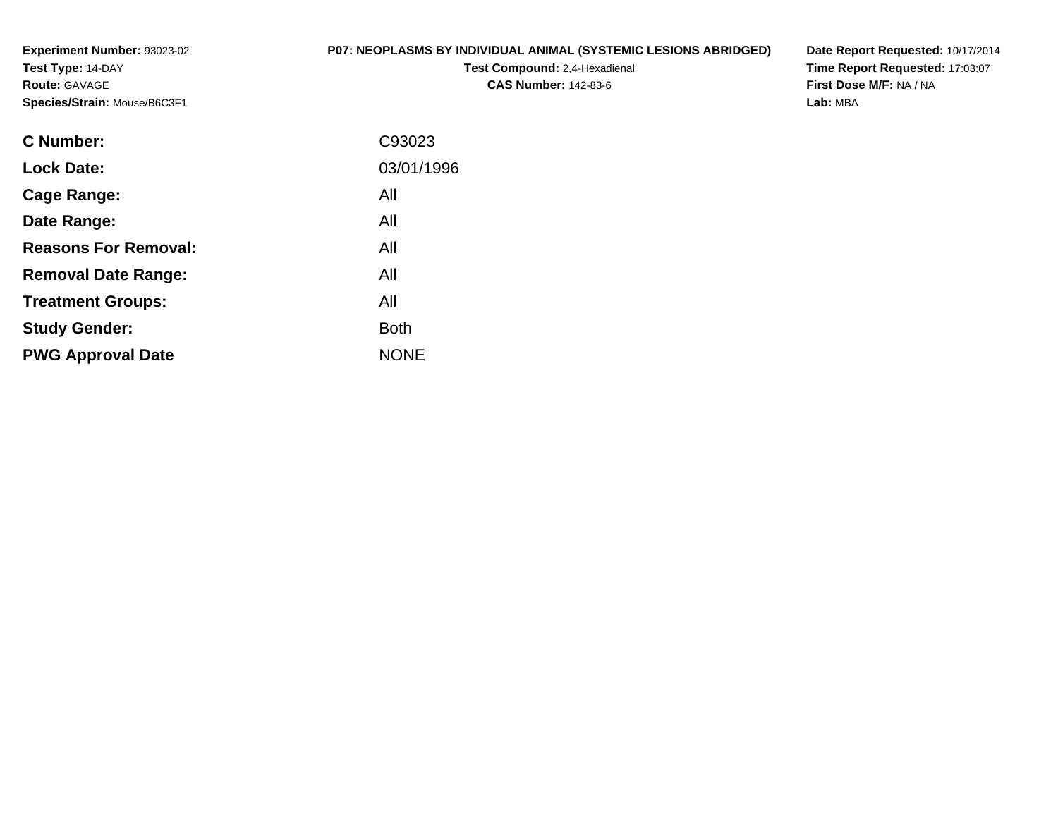**Experiment Number:** 93023-02
**Test Type:** 14-DAY
**Route:** GAVAGE
**Species/Strain:** Mouse/B6C3F1

**P07: NEOPLASMS BY INDIVIDUAL ANIMAL (SYSTEMIC LESIONS ABRIDGED)**
**Test Compound:** 2,4-Hexadienal
**CAS Number:** 142-83-6

**Date Report Requested:** 10/17/2014
**Time Report Requested:** 17:03:07
**First Dose M/F:** NA / NA
**Lab:** MBA

| | |
|---|---|
| **C Number:** | C93023 |
| **Lock Date:** | 03/01/1996 |
| **Cage Range:** | All |
| **Date Range:** | All |
| **Reasons For Removal:** | All |
| **Removal Date Range:** | All |
| **Treatment Groups:** | All |
| **Study Gender:** | Both |
| **PWG Approval Date** | NONE |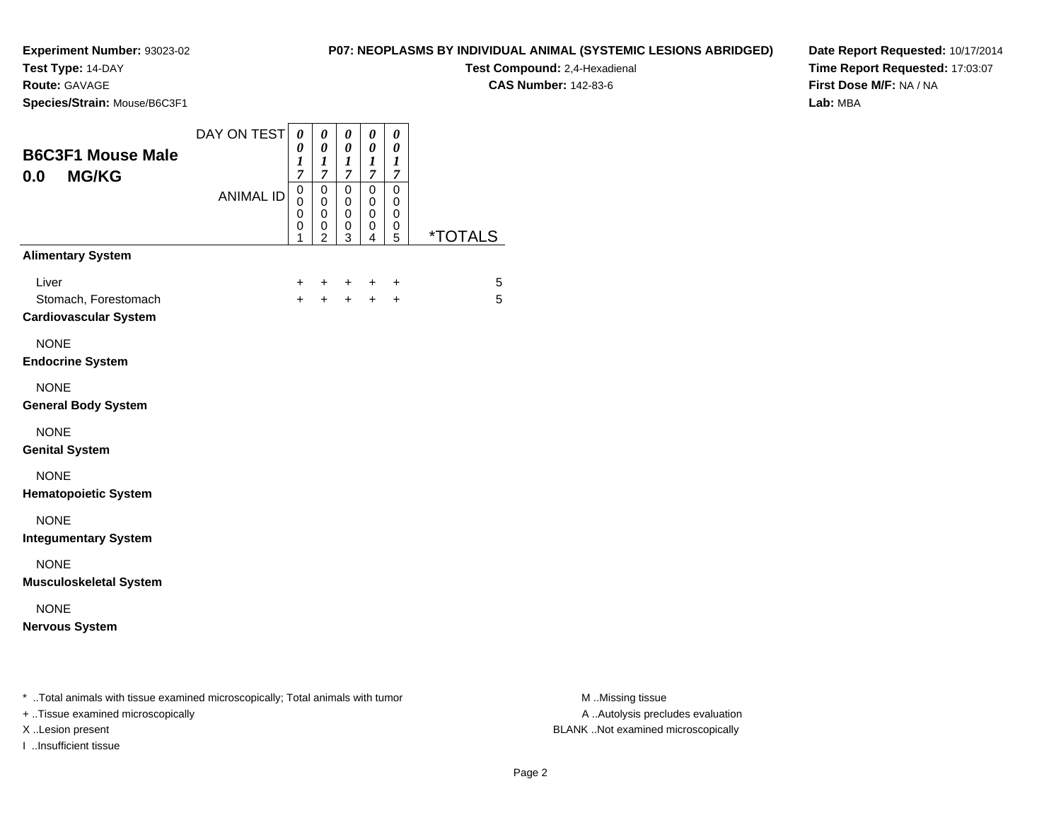**Experiment Number:** 93023-02
**Test Type:** 14-DAY
**Route:** GAVAGE
**Species/Strain:** Mouse/B6C3F1

**P07: NEOPLASMS BY INDIVIDUAL ANIMAL (SYSTEMIC LESIONS ABRIDGED)**
**Test Compound:** 2,4-Hexadienal
**CAS Number:** 142-83-6

**Date Report Requested:** 10/17/2014
**Time Report Requested:** 17:03:07
**First Dose M/F:** NA / NA
**Lab:** MBA

## B6C3F1 Mouse Male
## 0.0 MG/KG

| DAY ON TEST | 0017 | 0017 | 0017 | 0017 | 0017 | |
|---|---|---|---|---|---|---|
| **ANIMAL ID** | 00001 | 00002 | 00003 | 00004 | 00005 | ***TOTALS** |
| **Alimentary System** | | | | | | |
| Liver | + | + | + | + | + | 5 |
| Stomach, Forestomach | + | + | + | + | + | 5 |
| **Cardiovascular System** | | | | | | |
| NONE | | | | | | |
| **Endocrine System** | | | | | | |
| NONE | | | | | | |
| **General Body System** | | | | | | |
| NONE | | | | | | |
| **Genital System** | | | | | | |
| NONE | | | | | | |
| **Hematopoietic System** | | | | | | |
| NONE | | | | | | |
| **Integumentary System** | | | | | | |
| NONE | | | | | | |
| **Musculoskeletal System** | | | | | | |
| NONE | | | | | | |
| **Nervous System** | | | | | | |

* ..Total animals with tissue examined microscopically; Total animals with tumor
+ ..Tissue examined microscopically
X ..Lesion present
I ..Insufficient tissue

M ..Missing tissue
A ..Autolysis precludes evaluation
BLANK ..Not examined microscopically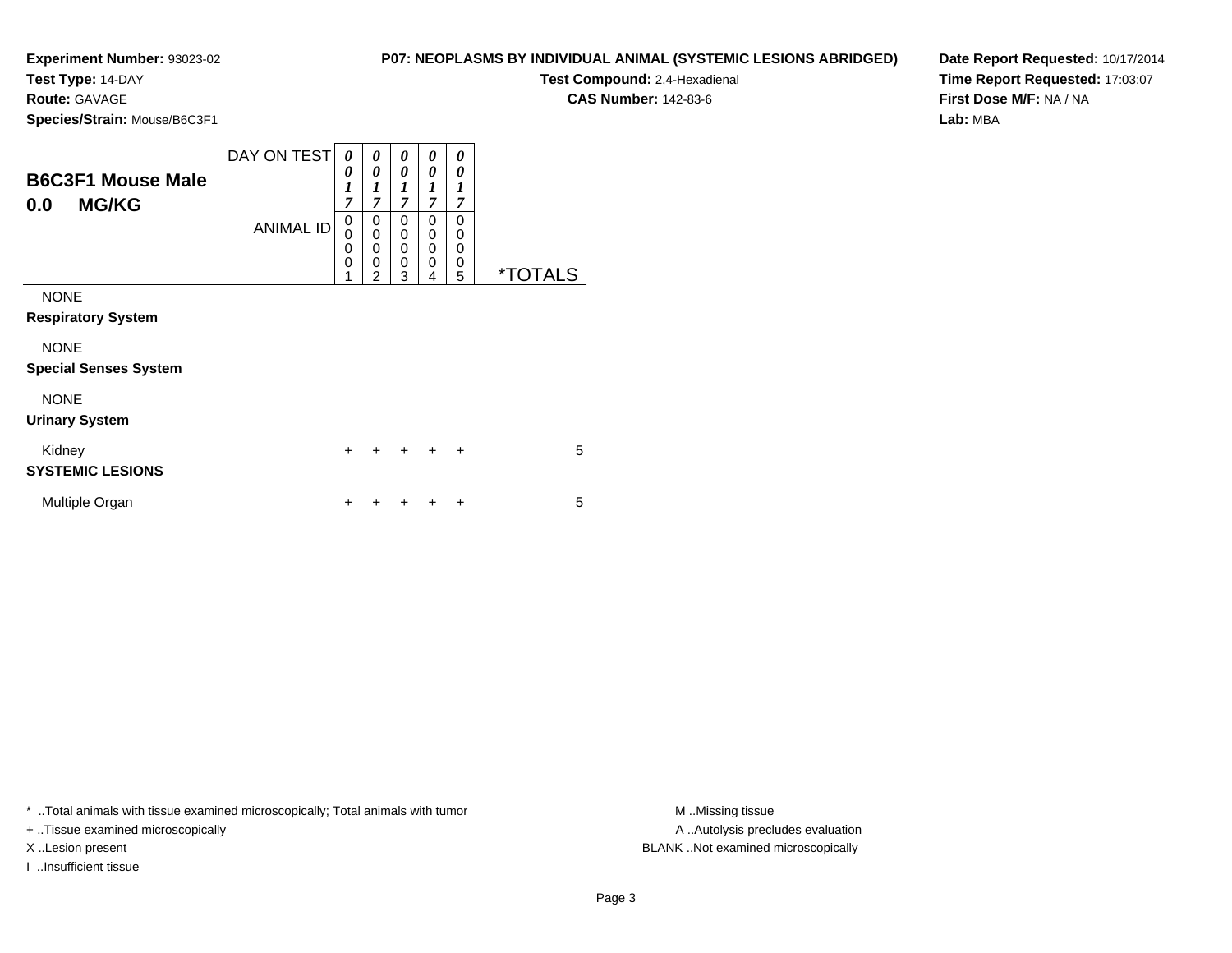**Experiment Number:** 93023-02
**Test Type:** 14-DAY
**Route:** GAVAGE
**Species/Strain:** Mouse/B6C3F1

**P07: NEOPLASMS BY INDIVIDUAL ANIMAL (SYSTEMIC LESIONS ABRIDGED)**
**Test Compound:** 2,4-Hexadienal
**CAS Number:** 142-83-6

**Date Report Requested:** 10/17/2014
**Time Report Requested:** 17:03:07
**First Dose M/F:** NA / NA
**Lab:** MBA

## B6C3F1 Mouse Male
## 0.0 MG/KG

| DAY ON TEST | 0017 | 0017 | 0017 | 0017 | 0017 | |
|---|---|---|---|---|---|---|
| **ANIMAL ID** | 00001 | 00002 | 00003 | 00004 | 00005 | ***TOTALS** |
| NONE | | | | | | |
| **Respiratory System** | | | | | | |
| NONE | | | | | | |
| **Special Senses System** | | | | | | |
| NONE | | | | | | |
| **Urinary System** | | | | | | |
| Kidney | + | + | + | + | + | 5 |
| **SYSTEMIC LESIONS** | | | | | | |
| Multiple Organ | + | + | + | + | + | 5 |

* ..Total animals with tissue examined microscopically; Total animals with tumor
+ ..Tissue examined microscopically
X ..Lesion present
I ..Insufficient tissue

M ..Missing tissue
A ..Autolysis precludes evaluation
BLANK ..Not examined microscopically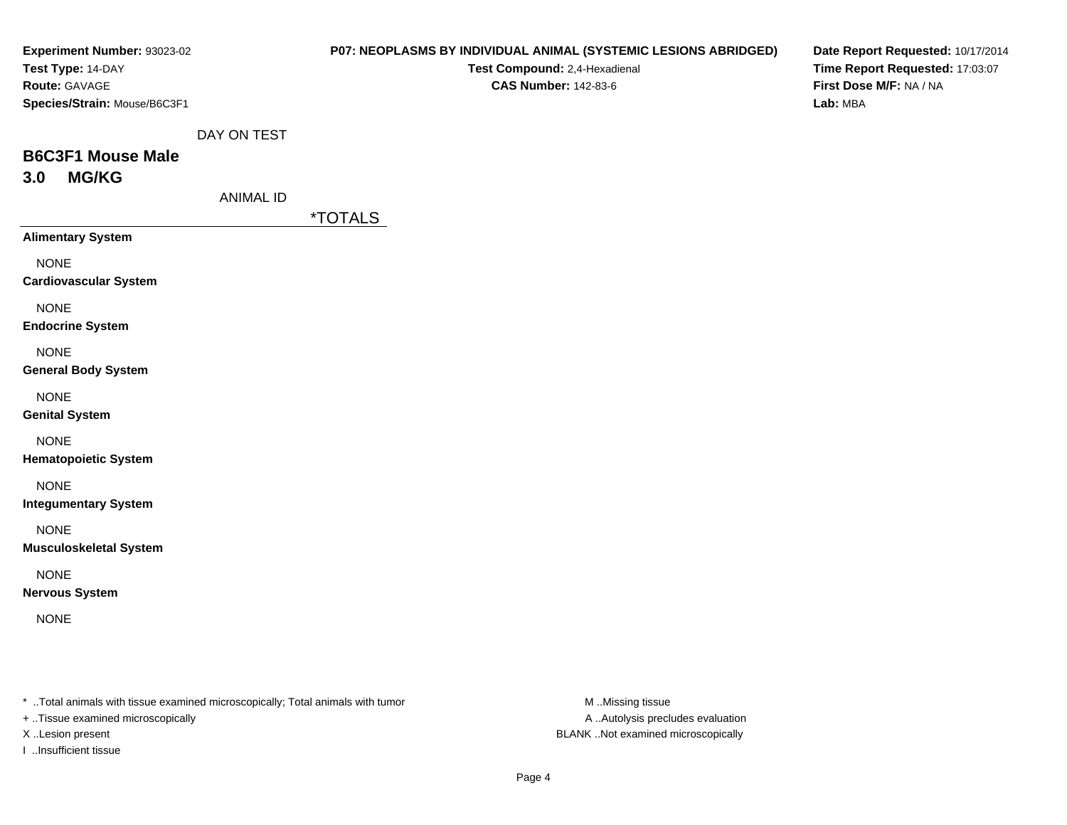**Experiment Number:** 93023-02
**Test Type:** 14-DAY
**Route:** GAVAGE
**Species/Strain:** Mouse/B6C3F1

**P07: NEOPLASMS BY INDIVIDUAL ANIMAL (SYSTEMIC LESIONS ABRIDGED)**
**Test Compound:** 2,4-Hexadienal
**CAS Number:** 142-83-6

**Date Report Requested:** 10/17/2014
**Time Report Requested:** 17:03:07
**First Dose M/F:** NA / NA
**Lab:** MBA

DAY ON TEST

## B6C3F1 Mouse Male
## 3.0 MG/KG

ANIMAL ID

| | *TOTALS |
|---|---|
| **Alimentary System** | |
| NONE | |
| **Cardiovascular System** | |
| NONE | |
| **Endocrine System** | |
| NONE | |
| **General Body System** | |
| NONE | |
| **Genital System** | |
| NONE | |
| **Hematopoietic System** | |
| NONE | |
| **Integumentary System** | |
| NONE | |
| **Musculoskeletal System** | |
| NONE | |
| **Nervous System** | |
| NONE | |

* ..Total animals with tissue examined microscopically; Total animals with tumor
+ ..Tissue examined microscopically
X ..Lesion present
I ..Insufficient tissue

M ..Missing tissue
A ..Autolysis precludes evaluation
BLANK ..Not examined microscopically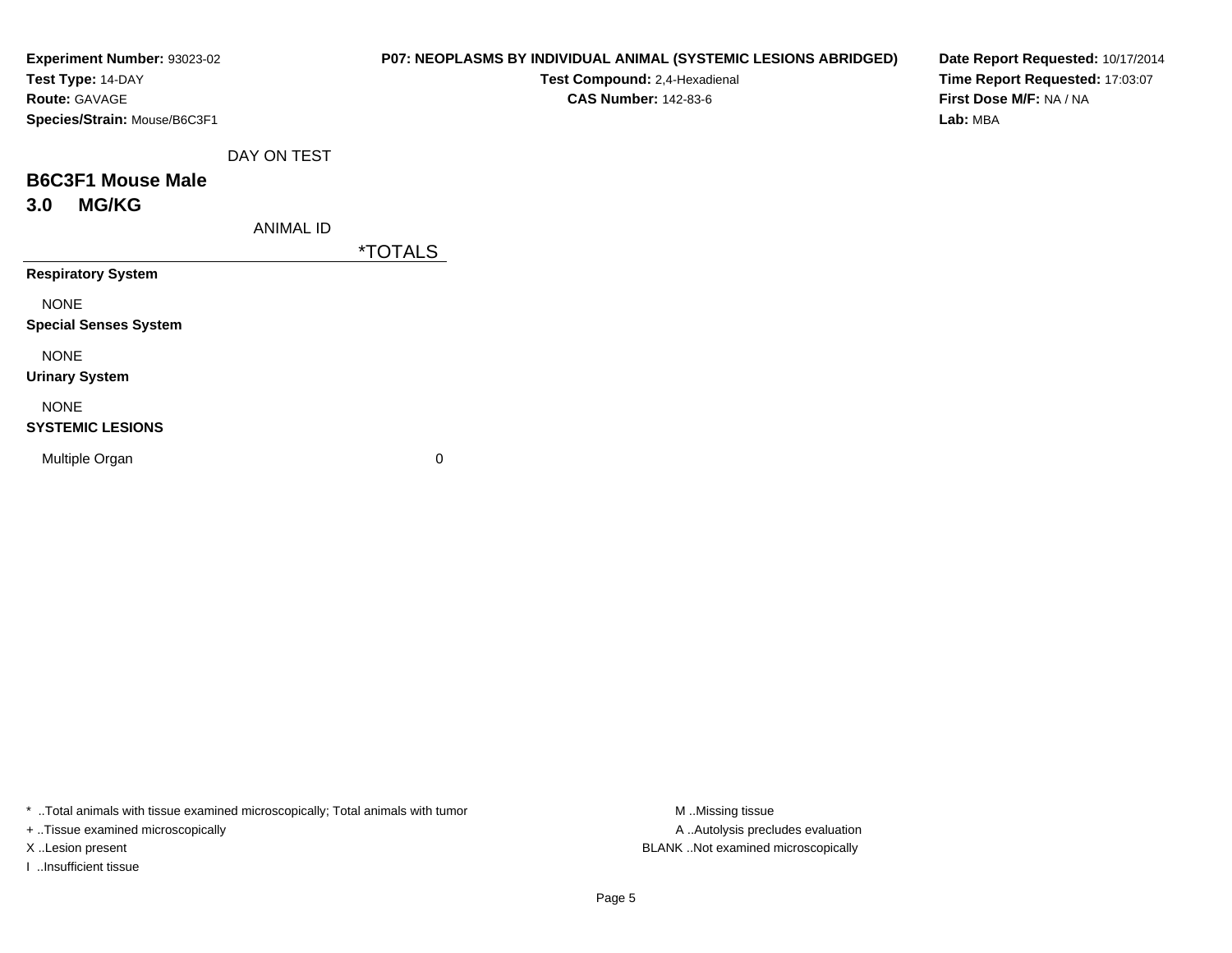**Experiment Number:** 93023-02
**Test Type:** 14-DAY
**Route:** GAVAGE
**Species/Strain:** Mouse/B6C3F1

**P07: NEOPLASMS BY INDIVIDUAL ANIMAL (SYSTEMIC LESIONS ABRIDGED)**
**Test Compound:** 2,4-Hexadienal
**CAS Number:** 142-83-6

**Date Report Requested:** 10/17/2014
**Time Report Requested:** 17:03:07
**First Dose M/F:** NA / NA
**Lab:** MBA

DAY ON TEST

## B6C3F1 Mouse Male
## 3.0 MG/KG

ANIMAL ID

| | *TOTALS |
|---|---|
| **Respiratory System** | |
| NONE | |
| **Special Senses System** | |
| NONE | |
| **Urinary System** | |
| NONE | |
| **SYSTEMIC LESIONS** | |
| Multiple Organ | 0 |

* ..Total animals with tissue examined microscopically; Total animals with tumor
+ ..Tissue examined microscopically
X ..Lesion present
I ..Insufficient tissue

M ..Missing tissue
A ..Autolysis precludes evaluation
BLANK ..Not examined microscopically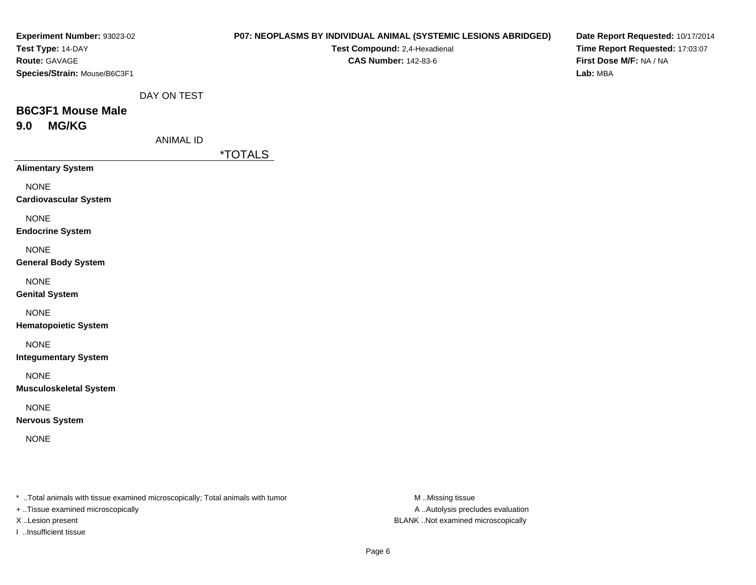**Experiment Number:** 93023-02
**Test Type:** 14-DAY
**Route:** GAVAGE
**Species/Strain:** Mouse/B6C3F1

**P07: NEOPLASMS BY INDIVIDUAL ANIMAL (SYSTEMIC LESIONS ABRIDGED)**
**Test Compound:** 2,4-Hexadienal
**CAS Number:** 142-83-6

**Date Report Requested:** 10/17/2014
**Time Report Requested:** 17:03:07
**First Dose M/F:** NA / NA
**Lab:** MBA

DAY ON TEST

## B6C3F1 Mouse Male
## 9.0 MG/KG

ANIMAL ID

| | *TOTALS |
|---|---|
| **Alimentary System** | |
| NONE | |
| **Cardiovascular System** | |
| NONE | |
| **Endocrine System** | |
| NONE | |
| **General Body System** | |
| NONE | |
| **Genital System** | |
| NONE | |
| **Hematopoietic System** | |
| NONE | |
| **Integumentary System** | |
| NONE | |
| **Musculoskeletal System** | |
| NONE | |
| **Nervous System** | |
| NONE | |

* ..Total animals with tissue examined microscopically; Total animals with tumor
+ ..Tissue examined microscopically
X ..Lesion present
I ..Insufficient tissue

M ..Missing tissue
A ..Autolysis precludes evaluation
BLANK ..Not examined microscopically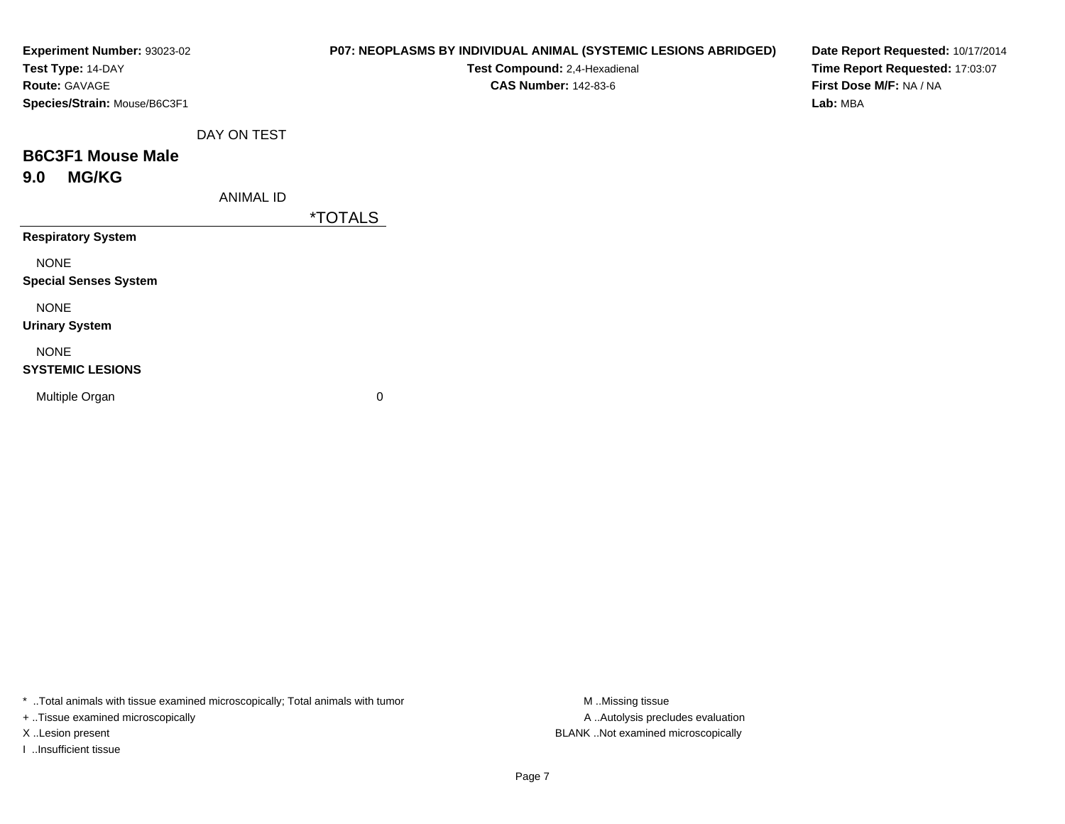**Experiment Number:** 93023-02
**Test Type:** 14-DAY
**Route:** GAVAGE
**Species/Strain:** Mouse/B6C3F1

**P07: NEOPLASMS BY INDIVIDUAL ANIMAL (SYSTEMIC LESIONS ABRIDGED)**
**Test Compound:** 2,4-Hexadienal
**CAS Number:** 142-83-6

**Date Report Requested:** 10/17/2014
**Time Report Requested:** 17:03:07
**First Dose M/F:** NA / NA
**Lab:** MBA

## B6C3F1 Mouse Male
## 9.0 MG/KG

| DAY ON TEST / ANIMAL ID | *TOTALS |
|---|---|
| **Respiratory System** | |
| NONE | |
| **Special Senses System** | |
| NONE | |
| **Urinary System** | |
| NONE | |
| **SYSTEMIC LESIONS** | |
| Multiple Organ | 0 |

* ..Total animals with tissue examined microscopically; Total animals with tumor
+ ..Tissue examined microscopically
X ..Lesion present
I ..Insufficient tissue

M ..Missing tissue
A ..Autolysis precludes evaluation
BLANK ..Not examined microscopically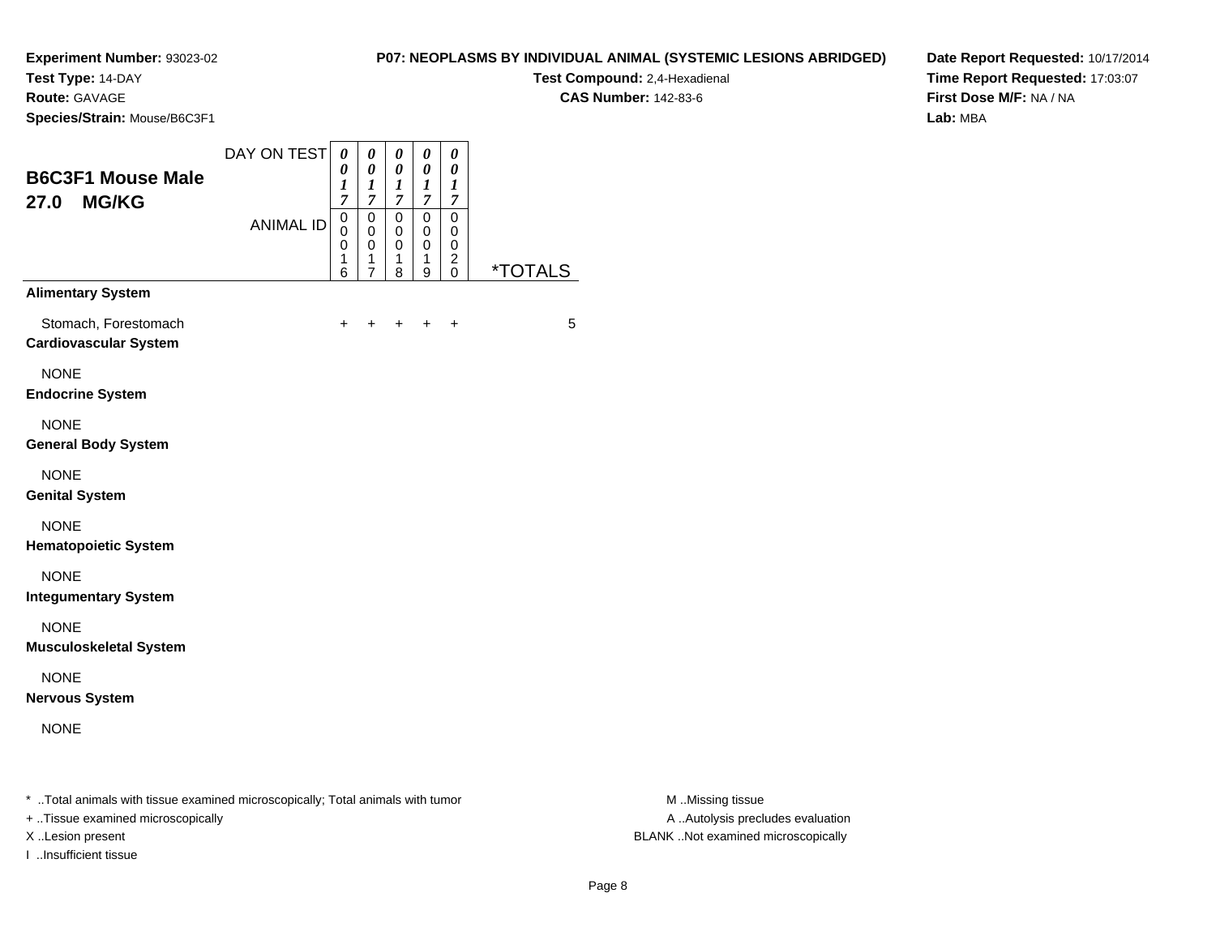**Experiment Number:** 93023-02
**Test Type:** 14-DAY
**Route:** GAVAGE
**Species/Strain:** Mouse/B6C3F1

**P07: NEOPLASMS BY INDIVIDUAL ANIMAL (SYSTEMIC LESIONS ABRIDGED)**
**Test Compound:** 2,4-Hexadienal
**CAS Number:** 142-83-6

**Date Report Requested:** 10/17/2014
**Time Report Requested:** 17:03:07
**First Dose M/F:** NA / NA
**Lab:** MBA

## B6C3F1 Mouse Male 27.0 MG/KG

| DAY ON TEST | 0017 | 0017 | 0017 | 0017 | 0017 | |
|---|---|---|---|---|---|---|
| **ANIMAL ID** | 00016 | 00017 | 00018 | 00019 | 00020 | ***TOTALS** |
| **Alimentary System** | | | | | | |
| Stomach, Forestomach | + | + | + | + | + | 5 |
| **Cardiovascular System** | | | | | | |
| NONE | | | | | | |
| **Endocrine System** | | | | | | |
| NONE | | | | | | |
| **General Body System** | | | | | | |
| NONE | | | | | | |
| **Genital System** | | | | | | |
| NONE | | | | | | |
| **Hematopoietic System** | | | | | | |
| NONE | | | | | | |
| **Integumentary System** | | | | | | |
| NONE | | | | | | |
| **Musculoskeletal System** | | | | | | |
| NONE | | | | | | |
| **Nervous System** | | | | | | |
| NONE | | | | | | |

* ..Total animals with tissue examined microscopically; Total animals with tumor
+ ..Tissue examined microscopically
X ..Lesion present
I ..Insufficient tissue

M ..Missing tissue
A ..Autolysis precludes evaluation
BLANK ..Not examined microscopically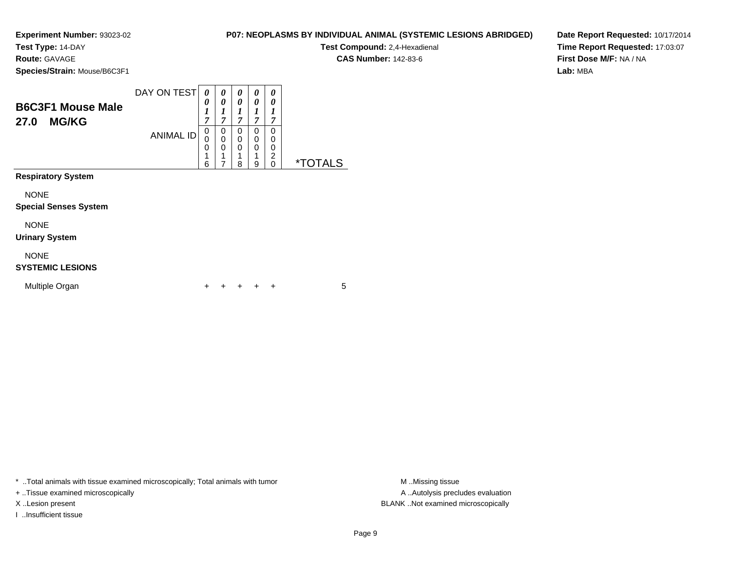**Experiment Number:** 93023-02
**Test Type:** 14-DAY
**Route:** GAVAGE
**Species/Strain:** Mouse/B6C3F1

**P07: NEOPLASMS BY INDIVIDUAL ANIMAL (SYSTEMIC LESIONS ABRIDGED)**
**Test Compound:** 2,4-Hexadienal
**CAS Number:** 142-83-6

**Date Report Requested:** 10/17/2014
**Time Report Requested:** 17:03:07
**First Dose M/F:** NA / NA
**Lab:** MBA

## B6C3F1 Mouse Male 27.0 MG/KG

| | | | | | | |
|---|---|---|---|---|---|---|
| DAY ON TEST | 0017 | 0017 | 0017 | 0017 | 0017 | |
| ANIMAL ID | 00016 | 00017 | 00018 | 00019 | 00020 | *TOTALS |
| **Respiratory System** | | | | | | |
| NONE | | | | | | |
| **Special Senses System** | | | | | | |
| NONE | | | | | | |
| **Urinary System** | | | | | | |
| NONE | | | | | | |
| **SYSTEMIC LESIONS** | | | | | | |
| Multiple Organ | + | + | + | + | + | 5 |

* ..Total animals with tissue examined microscopically; Total animals with tumor
+ ..Tissue examined microscopically
X ..Lesion present
I ..Insufficient tissue

M ..Missing tissue
A ..Autolysis precludes evaluation
BLANK ..Not examined microscopically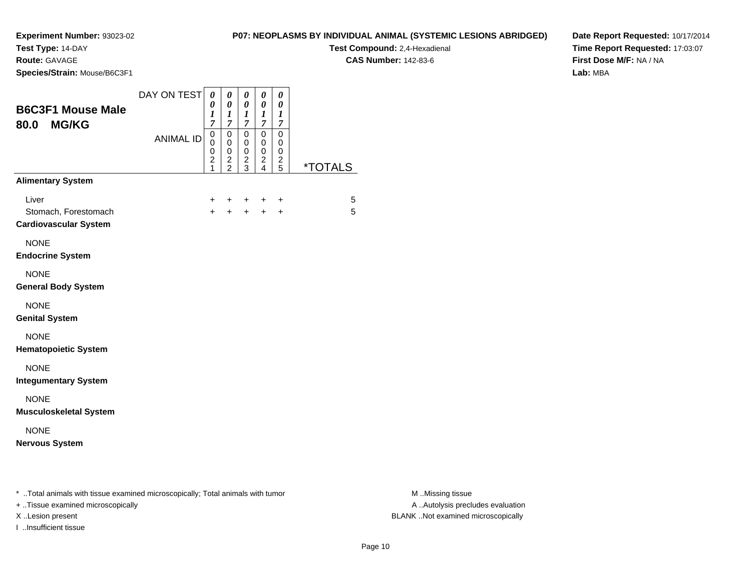**Experiment Number:** 93023-02
**Test Type:** 14-DAY
**Route:** GAVAGE
**Species/Strain:** Mouse/B6C3F1

**P07: NEOPLASMS BY INDIVIDUAL ANIMAL (SYSTEMIC LESIONS ABRIDGED)**
**Test Compound:** 2,4-Hexadienal
**CAS Number:** 142-83-6

**Date Report Requested:** 10/17/2014
**Time Report Requested:** 17:03:07
**First Dose M/F:** NA / NA
**Lab:** MBA

## B6C3F1 Mouse Male 80.0 MG/KG

| DAY ON TEST | 0017 | 0017 | 0017 | 0017 | 0017 | |
|---|---|---|---|---|---|---|
| ANIMAL ID | 00021 | 00022 | 00023 | 00024 | 00025 | *TOTALS |
| **Alimentary System** | | | | | | |
| Liver | + | + | + | + | + | 5 |
| Stomach, Forestomach | + | + | + | + | + | 5 |
| **Cardiovascular System** | | | | | | |
| NONE | | | | | | |
| **Endocrine System** | | | | | | |
| NONE | | | | | | |
| **General Body System** | | | | | | |
| NONE | | | | | | |
| **Genital System** | | | | | | |
| NONE | | | | | | |
| **Hematopoietic System** | | | | | | |
| NONE | | | | | | |
| **Integumentary System** | | | | | | |
| NONE | | | | | | |
| **Musculoskeletal System** | | | | | | |
| NONE | | | | | | |
| **Nervous System** | | | | | | |

\* ..Total animals with tissue examined microscopically; Total animals with tumor
\+ ..Tissue examined microscopically
X ..Lesion present
I ..Insufficient tissue

M ..Missing tissue
A ..Autolysis precludes evaluation
BLANK ..Not examined microscopically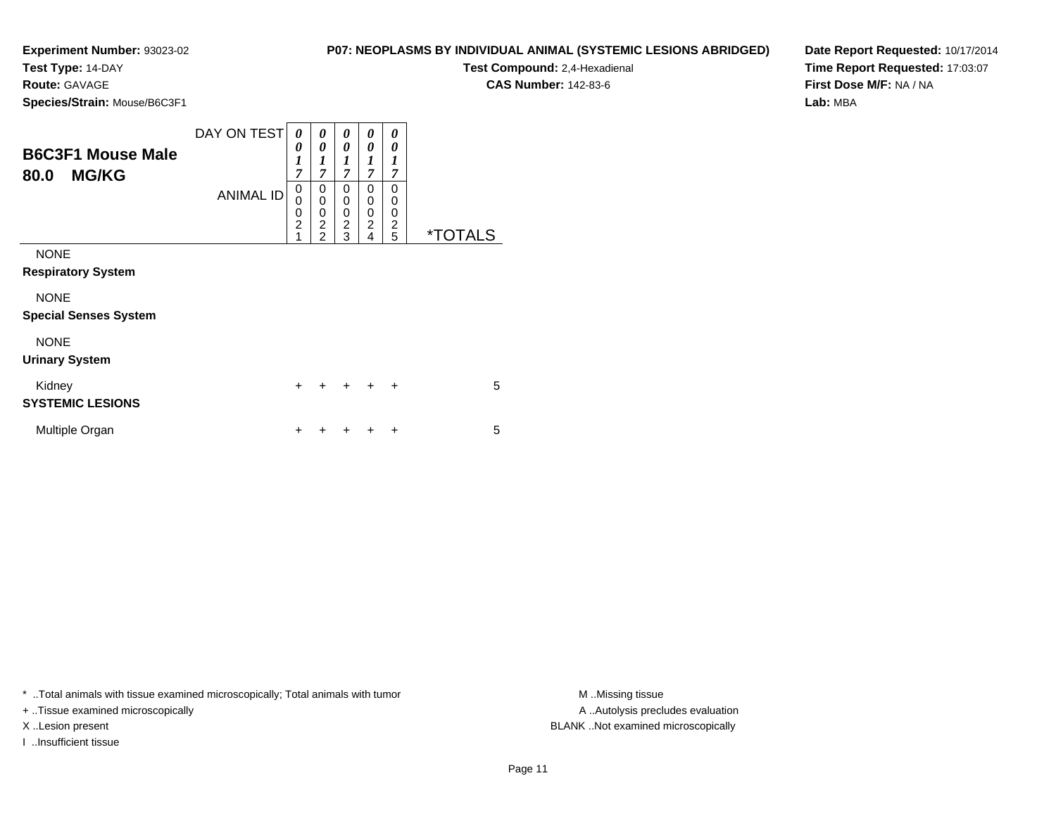**Experiment Number:** 93023-02
**Test Type:** 14-DAY
**Route:** GAVAGE
**Species/Strain:** Mouse/B6C3F1

**P07: NEOPLASMS BY INDIVIDUAL ANIMAL (SYSTEMIC LESIONS ABRIDGED)**
**Test Compound:** 2,4-Hexadienal
**CAS Number:** 142-83-6

**Date Report Requested:** 10/17/2014
**Time Report Requested:** 17:03:07
**First Dose M/F:** NA / NA
**Lab:** MBA

## B6C3F1 Mouse Male
## 80.0 MG/KG

| DAY ON TEST | 0017 | 0017 | 0017 | 0017 | 0017 | |
|---|---|---|---|---|---|---|
| ANIMAL ID | 00021 | 00022 | 00023 | 00024 | 00025 | *TOTALS |
| NONE | | | | | | |
| **Respiratory System** | | | | | | |
| NONE | | | | | | |
| **Special Senses System** | | | | | | |
| NONE | | | | | | |
| **Urinary System** | | | | | | |
| Kidney | + | + | + | + | + | 5 |
| **SYSTEMIC LESIONS** | | | | | | |
| Multiple Organ | + | + | + | + | + | 5 |

* ..Total animals with tissue examined microscopically; Total animals with tumor
+ ..Tissue examined microscopically
X ..Lesion present
I ..Insufficient tissue

M ..Missing tissue
A ..Autolysis precludes evaluation
BLANK ..Not examined microscopically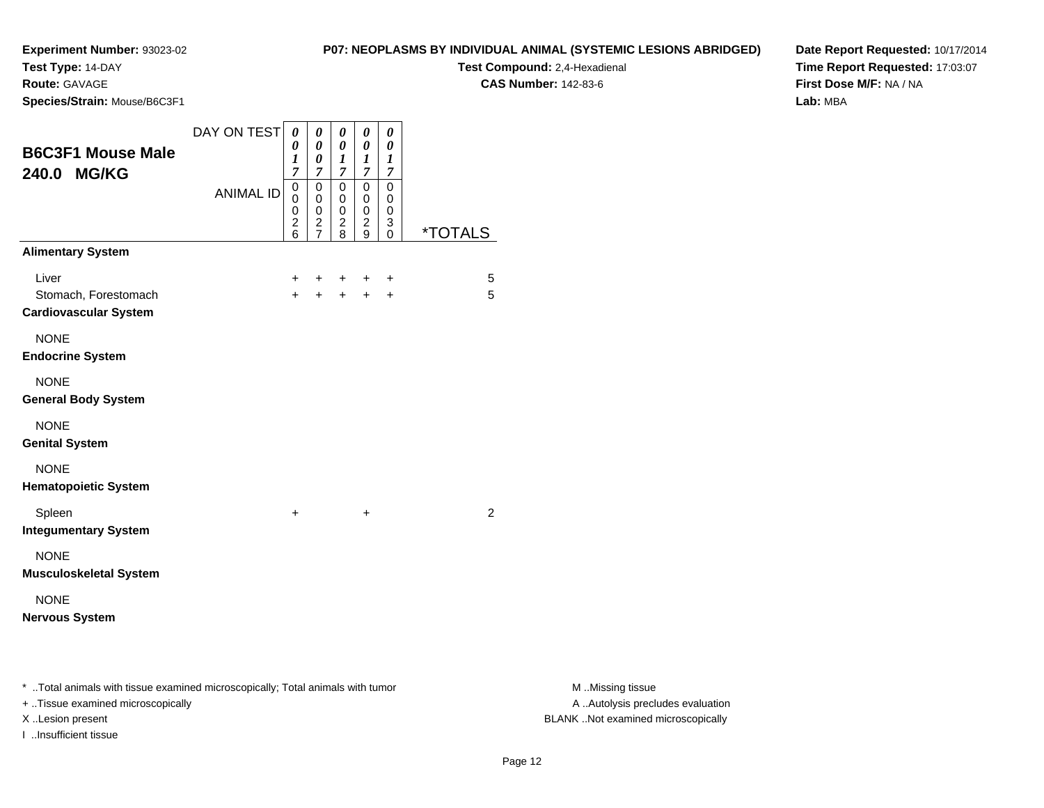**Experiment Number:** 93023-02
**Test Type:** 14-DAY
**Route:** GAVAGE
**Species/Strain:** Mouse/B6C3F1

**P07: NEOPLASMS BY INDIVIDUAL ANIMAL (SYSTEMIC LESIONS ABRIDGED)**
**Test Compound:** 2,4-Hexadienal
**CAS Number:** 142-83-6

**Date Report Requested:** 10/17/2014
**Time Report Requested:** 17:03:07
**First Dose M/F:** NA / NA
**Lab:** MBA

## B6C3F1 Mouse Male 240.0 MG/KG

| DAY ON TEST | 0017 | 0007 | 0017 | 0017 | 0017 | |
|---|---|---|---|---|---|---|
| **ANIMAL ID** | 00026 | 00027 | 00028 | 00029 | 00030 | ***TOTALS** |
| **Alimentary System** | | | | | | |
| Liver | + | + | + | + | + | 5 |
| Stomach, Forestomach | + | + | + | + | + | 5 |
| **Cardiovascular System** | | | | | | |
| NONE | | | | | | |
| **Endocrine System** | | | | | | |
| NONE | | | | | | |
| **General Body System** | | | | | | |
| NONE | | | | | | |
| **Genital System** | | | | | | |
| NONE | | | | | | |
| **Hematopoietic System** | | | | | | |
| Spleen | + | | | + | | 2 |
| **Integumentary System** | | | | | | |
| NONE | | | | | | |
| **Musculoskeletal System** | | | | | | |
| NONE | | | | | | |
| **Nervous System** | | | | | | |

* ..Total animals with tissue examined microscopically; Total animals with tumor
+ ..Tissue examined microscopically
X ..Lesion present
I ..Insufficient tissue

M ..Missing tissue
A ..Autolysis precludes evaluation
BLANK ..Not examined microscopically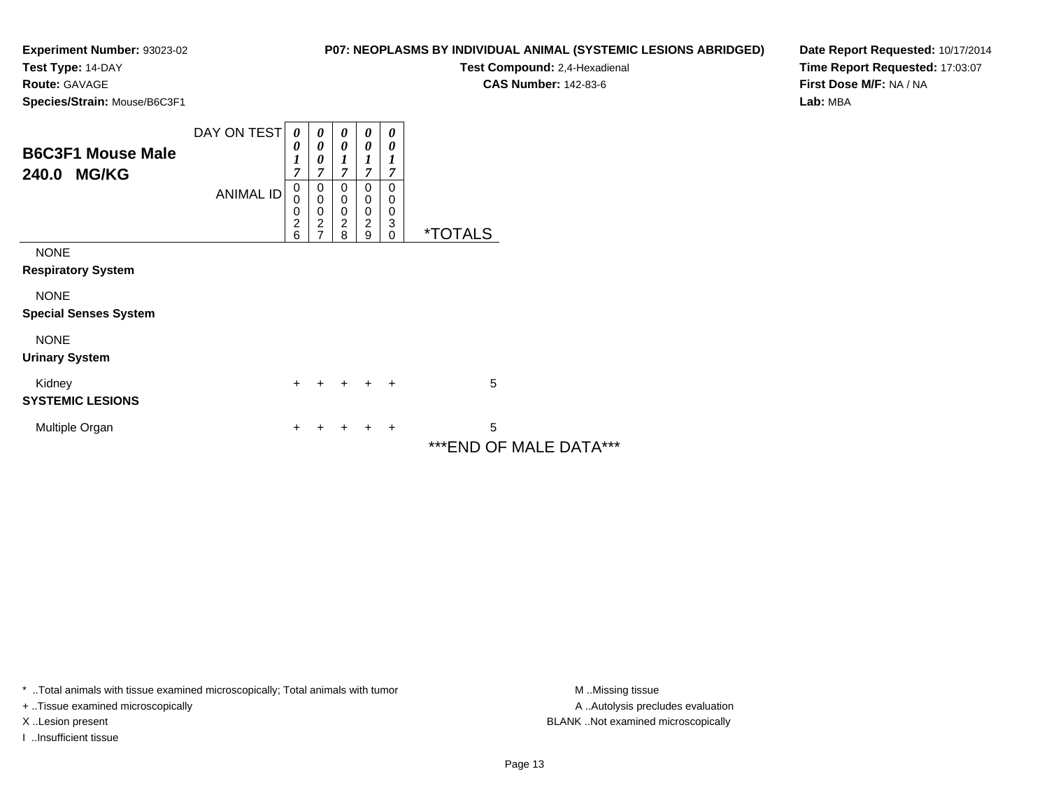**Experiment Number:** 93023-02
**Test Type:** 14-DAY
**Route:** GAVAGE
**Species/Strain:** Mouse/B6C3F1

**P07: NEOPLASMS BY INDIVIDUAL ANIMAL (SYSTEMIC LESIONS ABRIDGED)**
**Test Compound:** 2,4-Hexadienal
**CAS Number:** 142-83-6

**Date Report Requested:** 10/17/2014
**Time Report Requested:** 17:03:07
**First Dose M/F:** NA / NA
**Lab:** MBA

## B6C3F1 Mouse Male
## 240.0 MG/KG

| | | | | | | |
|---|---|---|---|---|---|---|
| DAY ON TEST | 0017 | 0007 | 0017 | 0017 | 0017 | |
| ANIMAL ID | 00026 | 00027 | 00028 | 00029 | 00030 | *TOTALS |
| NONE | | | | | | |
| **Respiratory System** | | | | | | |
| NONE | | | | | | |
| **Special Senses System** | | | | | | |
| NONE | | | | | | |
| **Urinary System** | | | | | | |
| Kidney | + | + | + | + | + | 5 |
| **SYSTEMIC LESIONS** | | | | | | |
| Multiple Organ | + | + | + | + | + | 5 |

***END OF MALE DATA***

* ..Total animals with tissue examined microscopically; Total animals with tumor
+ ..Tissue examined microscopically
X ..Lesion present
I ..Insufficient tissue

M ..Missing tissue
A ..Autolysis precludes evaluation
BLANK ..Not examined microscopically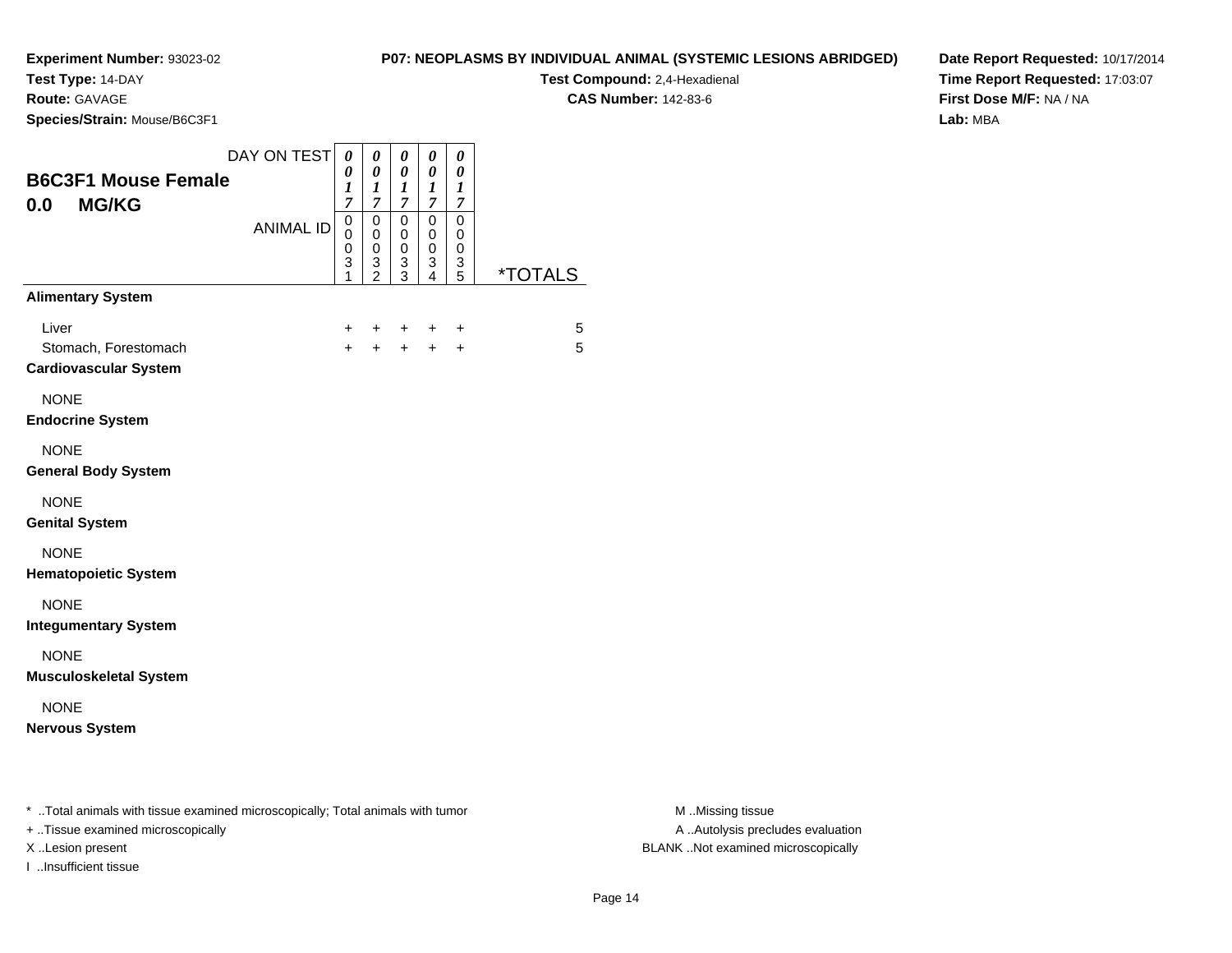**Experiment Number:** 93023-02
**Test Type:** 14-DAY
**Route:** GAVAGE
**Species/Strain:** Mouse/B6C3F1

**P07: NEOPLASMS BY INDIVIDUAL ANIMAL (SYSTEMIC LESIONS ABRIDGED)**
**Test Compound:** 2,4-Hexadienal
**CAS Number:** 142-83-6

**Date Report Requested:** 10/17/2014
**Time Report Requested:** 17:03:07
**First Dose M/F:** NA / NA
**Lab:** MBA

## B6C3F1 Mouse Female
## 0.0 MG/KG

| DAY ON TEST | 0017 | 0017 | 0017 | 0017 | 0017 | |
|---|---|---|---|---|---|---|
| ANIMAL ID | 00031 | 00032 | 00033 | 00034 | 00035 | *TOTALS |
| **Alimentary System** | | | | | | |
| Liver | + | + | + | + | + | 5 |
| Stomach, Forestomach | + | + | + | + | + | 5 |
| **Cardiovascular System** | | | | | | |
| NONE | | | | | | |
| **Endocrine System** | | | | | | |
| NONE | | | | | | |
| **General Body System** | | | | | | |
| NONE | | | | | | |
| **Genital System** | | | | | | |
| NONE | | | | | | |
| **Hematopoietic System** | | | | | | |
| NONE | | | | | | |
| **Integumentary System** | | | | | | |
| NONE | | | | | | |
| **Musculoskeletal System** | | | | | | |
| NONE | | | | | | |
| **Nervous System** | | | | | | |

* ..Total animals with tissue examined microscopically; Total animals with tumor
+ ..Tissue examined microscopically
X ..Lesion present
I ..Insufficient tissue

M ..Missing tissue
A ..Autolysis precludes evaluation
BLANK ..Not examined microscopically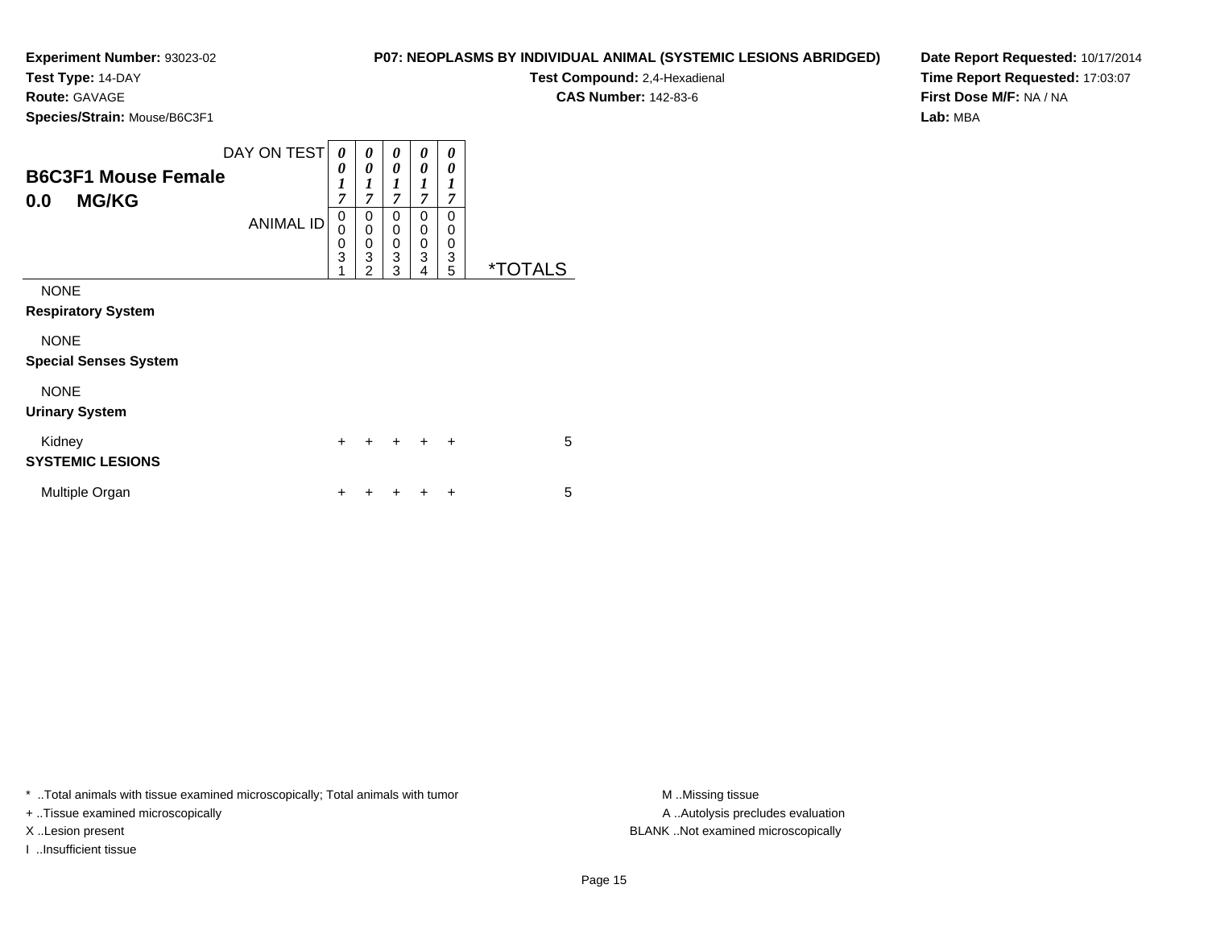**Experiment Number:** 93023-02
**Test Type:** 14-DAY
**Route:** GAVAGE
**Species/Strain:** Mouse/B6C3F1

**P07: NEOPLASMS BY INDIVIDUAL ANIMAL (SYSTEMIC LESIONS ABRIDGED)**
**Test Compound:** 2,4-Hexadienal
**CAS Number:** 142-83-6

**Date Report Requested:** 10/17/2014
**Time Report Requested:** 17:03:07
**First Dose M/F:** NA / NA
**Lab:** MBA

## B6C3F1 Mouse Female
## 0.0 MG/KG

| DAY ON TEST | 0017 | 0017 | 0017 | 0017 | 0017 | |
|---|---|---|---|---|---|---|
| ANIMAL ID | 00031 | 00032 | 00033 | 00034 | 00035 | *TOTALS |
| NONE | | | | | | |
| **Respiratory System** | | | | | | |
| NONE | | | | | | |
| **Special Senses System** | | | | | | |
| NONE | | | | | | |
| **Urinary System** | | | | | | |
| Kidney | + | + | + | + | + | 5 |
| **SYSTEMIC LESIONS** | | | | | | |
| Multiple Organ | + | + | + | + | + | 5 |

* ..Total animals with tissue examined microscopically; Total animals with tumor
+ ..Tissue examined microscopically
X ..Lesion present
I ..Insufficient tissue

M ..Missing tissue
A ..Autolysis precludes evaluation
BLANK ..Not examined microscopically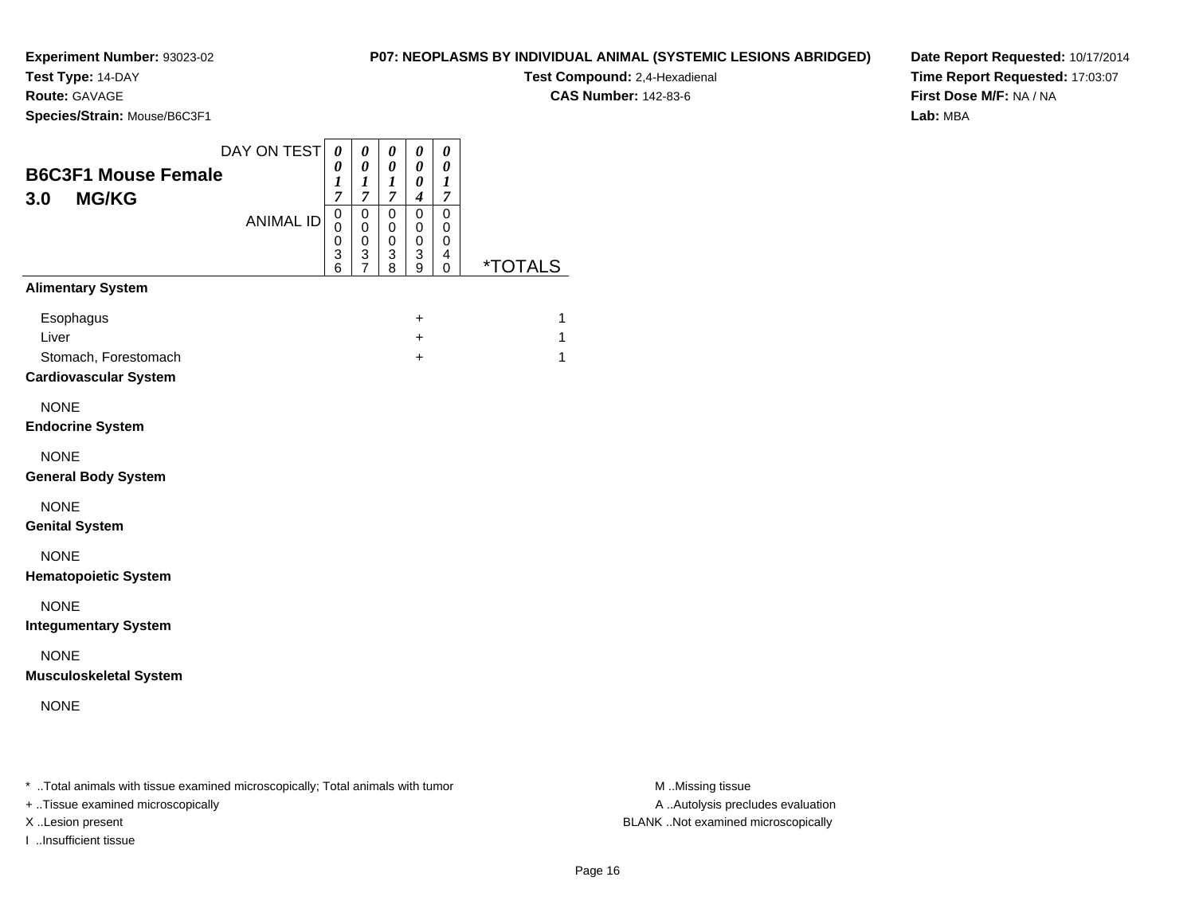**Experiment Number:** 93023-02
**Test Type:** 14-DAY
**Route:** GAVAGE
**Species/Strain:** Mouse/B6C3F1

**P07: NEOPLASMS BY INDIVIDUAL ANIMAL (SYSTEMIC LESIONS ABRIDGED)**
**Test Compound:** 2,4-Hexadienal
**CAS Number:** 142-83-6

**Date Report Requested:** 10/17/2014
**Time Report Requested:** 17:03:07
**First Dose M/F:** NA / NA
**Lab:** MBA

## B6C3F1 Mouse Female
## 3.0 MG/KG

| DAY ON TEST | 0017 | 0017 | 0017 | 0004 | 0017 | |
|---|---|---|---|---|---|---|
| ANIMAL ID | 00036 | 00037 | 00038 | 00039 | 00040 | *TOTALS |
| **Alimentary System** | | | | | | |
| Esophagus | | | | + | | 1 |
| Liver | | | | + | | 1 |
| Stomach, Forestomach | | | | + | | 1 |
| **Cardiovascular System** | | | | | | |
| NONE | | | | | | |
| **Endocrine System** | | | | | | |
| NONE | | | | | | |
| **General Body System** | | | | | | |
| NONE | | | | | | |
| **Genital System** | | | | | | |
| NONE | | | | | | |
| **Hematopoietic System** | | | | | | |
| NONE | | | | | | |
| **Integumentary System** | | | | | | |
| NONE | | | | | | |
| **Musculoskeletal System** | | | | | | |
| NONE | | | | | | |

* ..Total animals with tissue examined microscopically; Total animals with tumor
+ ..Tissue examined microscopically
X ..Lesion present
I ..Insufficient tissue

M ..Missing tissue
A ..Autolysis precludes evaluation
BLANK ..Not examined microscopically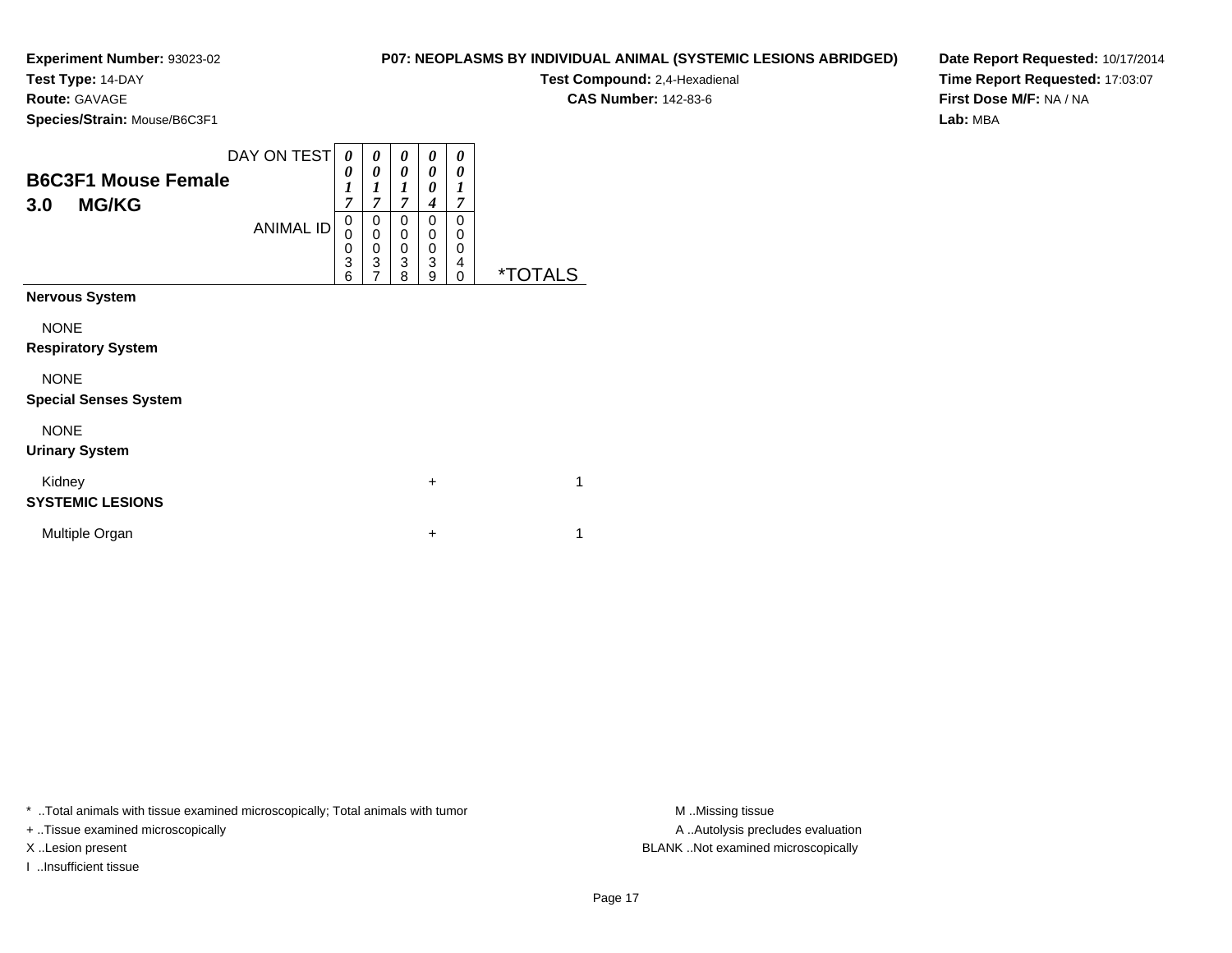**Experiment Number:** 93023-02
**Test Type:** 14-DAY
**Route:** GAVAGE
**Species/Strain:** Mouse/B6C3F1

**P07: NEOPLASMS BY INDIVIDUAL ANIMAL (SYSTEMIC LESIONS ABRIDGED)**
**Test Compound:** 2,4-Hexadienal
**CAS Number:** 142-83-6

**Date Report Requested:** 10/17/2014
**Time Report Requested:** 17:03:07
**First Dose M/F:** NA / NA
**Lab:** MBA

## B6C3F1 Mouse Female
## 3.0 MG/KG

| DAY ON TEST | 0017 | 0017 | 0017 | 0004 | 0017 | |
|---|---|---|---|---|---|---|
| ANIMAL ID | 00036 | 00037 | 00038 | 00039 | 00040 | *TOTALS |
| **Nervous System** | | | | | | |
| NONE | | | | | | |
| **Respiratory System** | | | | | | |
| NONE | | | | | | |
| **Special Senses System** | | | | | | |
| NONE | | | | | | |
| **Urinary System** | | | | | | |
| Kidney | | | | + | | 1 |
| **SYSTEMIC LESIONS** | | | | | | |
| Multiple Organ | | | | + | | 1 |

* ..Total animals with tissue examined microscopically; Total animals with tumor
+ ..Tissue examined microscopically
X ..Lesion present
I ..Insufficient tissue

M ..Missing tissue
A ..Autolysis precludes evaluation
BLANK ..Not examined microscopically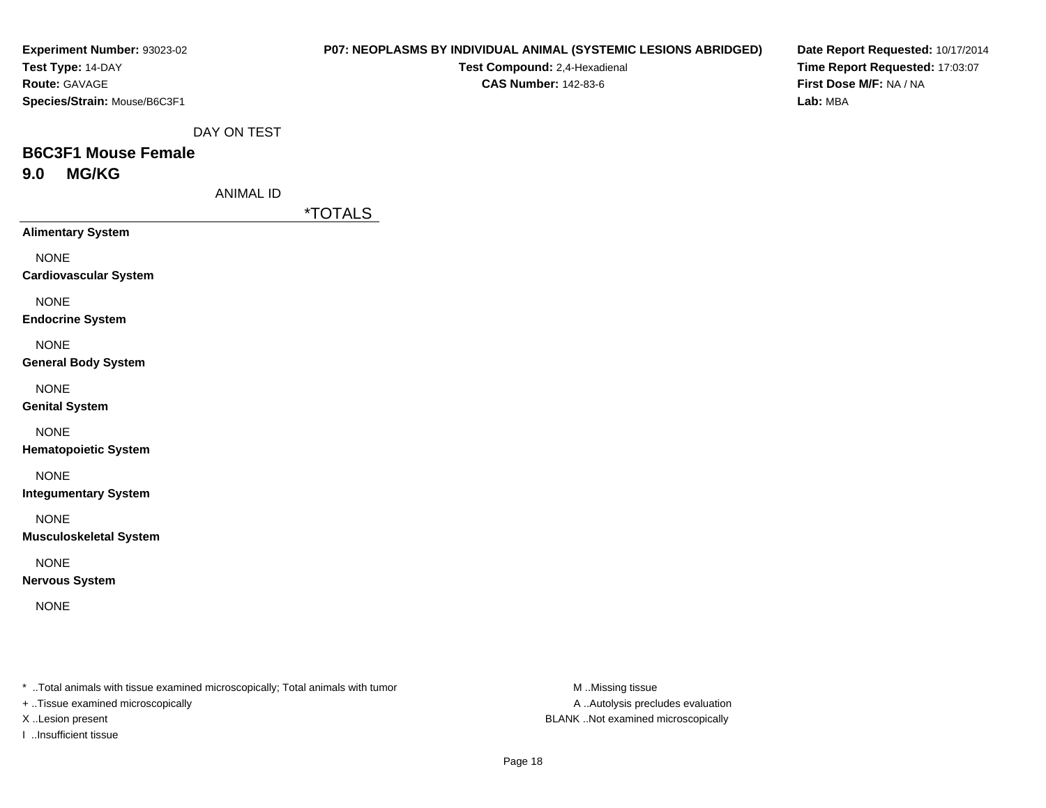**Experiment Number:** 93023-02
**Test Type:** 14-DAY
**Route:** GAVAGE
**Species/Strain:** Mouse/B6C3F1

**P07: NEOPLASMS BY INDIVIDUAL ANIMAL (SYSTEMIC LESIONS ABRIDGED)**
**Test Compound:** 2,4-Hexadienal
**CAS Number:** 142-83-6

**Date Report Requested:** 10/17/2014
**Time Report Requested:** 17:03:07
**First Dose M/F:** NA / NA
**Lab:** MBA

DAY ON TEST

## B6C3F1 Mouse Female
## 9.0 MG/KG

ANIMAL ID

| | *TOTALS |
|---|---|
| **Alimentary System** | |
| NONE | |
| **Cardiovascular System** | |
| NONE | |
| **Endocrine System** | |
| NONE | |
| **General Body System** | |
| NONE | |
| **Genital System** | |
| NONE | |
| **Hematopoietic System** | |
| NONE | |
| **Integumentary System** | |
| NONE | |
| **Musculoskeletal System** | |
| NONE | |
| **Nervous System** | |
| NONE | |

* ..Total animals with tissue examined microscopically; Total animals with tumor
+ ..Tissue examined microscopically
X ..Lesion present
I ..Insufficient tissue

M ..Missing tissue
A ..Autolysis precludes evaluation
BLANK ..Not examined microscopically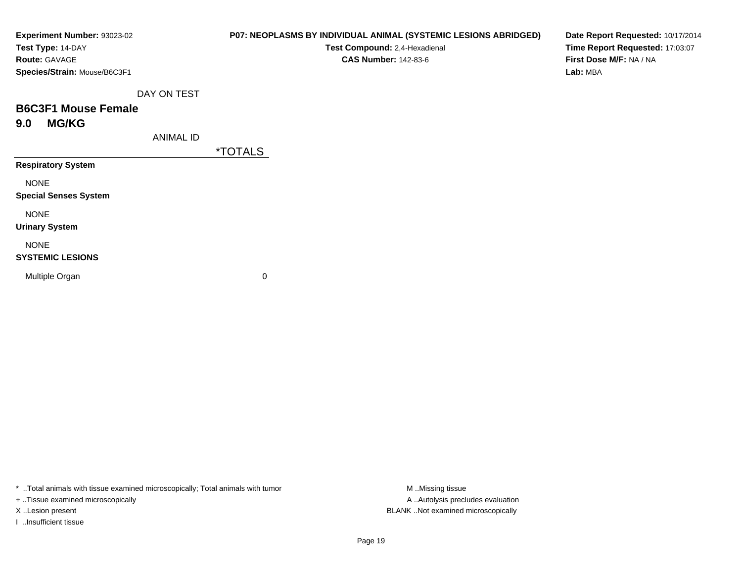**Experiment Number:** 93023-02
**Test Type:** 14-DAY
**Route:** GAVAGE
**Species/Strain:** Mouse/B6C3F1

**P07: NEOPLASMS BY INDIVIDUAL ANIMAL (SYSTEMIC LESIONS ABRIDGED)**
**Test Compound:** 2,4-Hexadienal
**CAS Number:** 142-83-6

**Date Report Requested:** 10/17/2014
**Time Report Requested:** 17:03:07
**First Dose M/F:** NA / NA
**Lab:** MBA

## B6C3F1 Mouse Female
## 9.0 MG/KG

| DAY ON TEST / ANIMAL ID | *TOTALS |
|---|---|
| **Respiratory System** | |
| NONE | |
| **Special Senses System** | |
| NONE | |
| **Urinary System** | |
| NONE | |
| **SYSTEMIC LESIONS** | |
| Multiple Organ | 0 |

* ..Total animals with tissue examined microscopically; Total animals with tumor
+ ..Tissue examined microscopically
X ..Lesion present
I ..Insufficient tissue

M ..Missing tissue
A ..Autolysis precludes evaluation
BLANK ..Not examined microscopically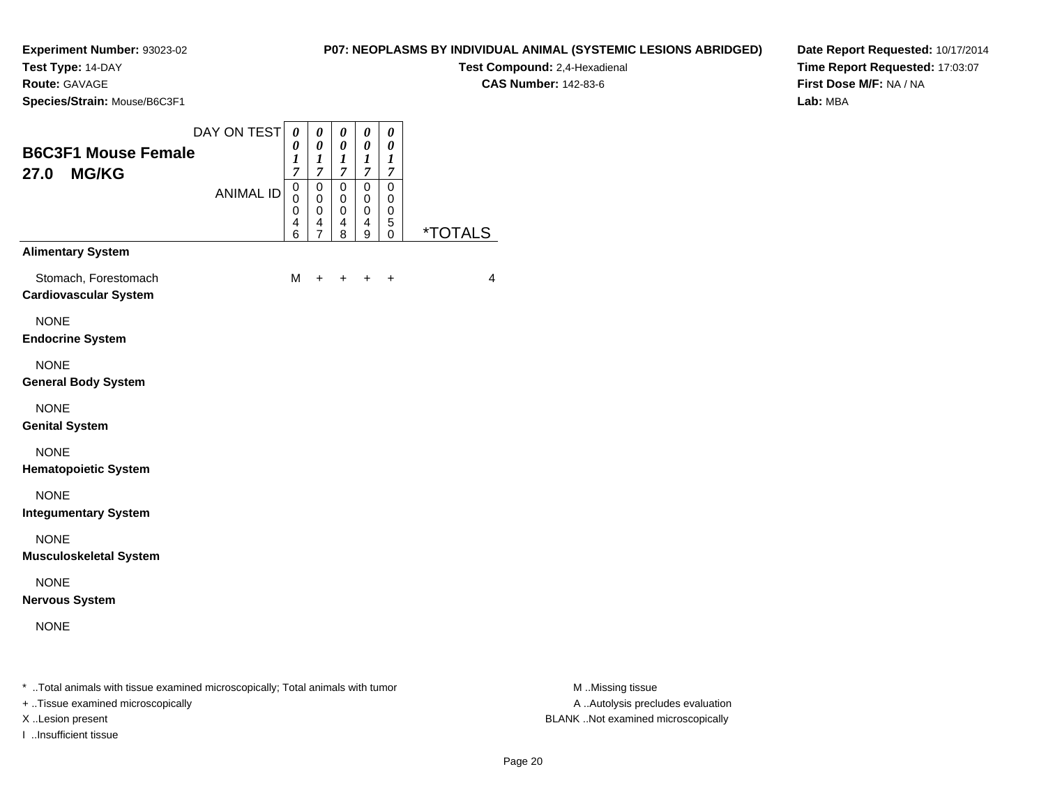**Experiment Number:** 93023-02
**Test Type:** 14-DAY
**Route:** GAVAGE
**Species/Strain:** Mouse/B6C3F1

**P07: NEOPLASMS BY INDIVIDUAL ANIMAL (SYSTEMIC LESIONS ABRIDGED)**
**Test Compound:** 2,4-Hexadienal
**CAS Number:** 142-83-6

**Date Report Requested:** 10/17/2014
**Time Report Requested:** 17:03:07
**First Dose M/F:** NA / NA
**Lab:** MBA

## B6C3F1 Mouse Female
## 27.0 MG/KG

| DAY ON TEST | 0017 | 0017 | 0017 | 0017 | 0017 | |
|---|---|---|---|---|---|---|
| ANIMAL ID | 00046 | 00047 | 00048 | 00049 | 00050 | *TOTALS |
| **Alimentary System** | | | | | | |
| Stomach, Forestomach | M | + | + | + | + | 4 |
| **Cardiovascular System** | | | | | | |
| NONE | | | | | | |
| **Endocrine System** | | | | | | |
| NONE | | | | | | |
| **General Body System** | | | | | | |
| NONE | | | | | | |
| **Genital System** | | | | | | |
| NONE | | | | | | |
| **Hematopoietic System** | | | | | | |
| NONE | | | | | | |
| **Integumentary System** | | | | | | |
| NONE | | | | | | |
| **Musculoskeletal System** | | | | | | |
| NONE | | | | | | |
| **Nervous System** | | | | | | |
| NONE | | | | | | |

* ..Total animals with tissue examined microscopically; Total animals with tumor
+ ..Tissue examined microscopically
X ..Lesion present
I ..Insufficient tissue

M ..Missing tissue
A ..Autolysis precludes evaluation
BLANK ..Not examined microscopically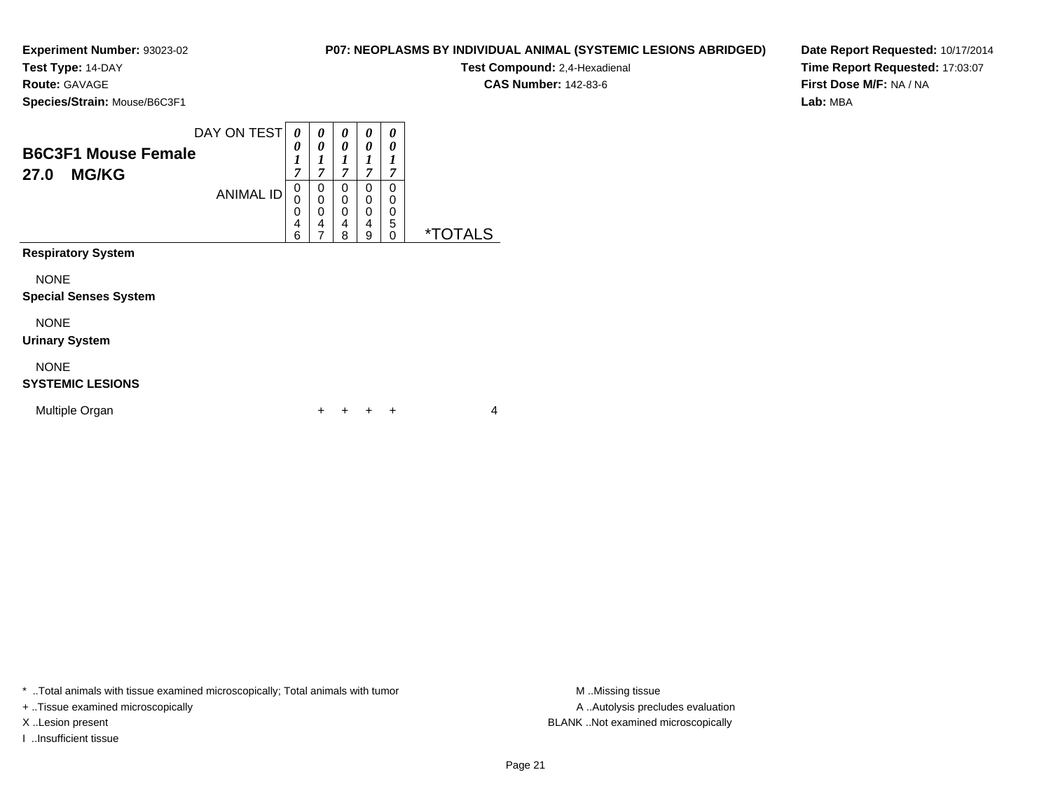**Experiment Number:** 93023-02
**Test Type:** 14-DAY
**Route:** GAVAGE
**Species/Strain:** Mouse/B6C3F1

**P07: NEOPLASMS BY INDIVIDUAL ANIMAL (SYSTEMIC LESIONS ABRIDGED)**
**Test Compound:** 2,4-Hexadienal
**CAS Number:** 142-83-6

**Date Report Requested:** 10/17/2014
**Time Report Requested:** 17:03:07
**First Dose M/F:** NA / NA
**Lab:** MBA

## B6C3F1 Mouse Female 27.0 MG/KG

| DAY ON TEST | 0017 | 0017 | 0017 | 0017 | 0017 | |
|---|---|---|---|---|---|---|
| ANIMAL ID | 00046 | 00047 | 00048 | 00049 | 00050 | *TOTALS |
| **Respiratory System** | | | | | | |
| NONE | | | | | | |
| **Special Senses System** | | | | | | |
| NONE | | | | | | |
| **Urinary System** | | | | | | |
| NONE | | | | | | |
| **SYSTEMIC LESIONS** | | | | | | |
| Multiple Organ | + | + | + | + | | 4 |

* ..Total animals with tissue examined microscopically; Total animals with tumor
+ ..Tissue examined microscopically
X ..Lesion present
I ..Insufficient tissue

M ..Missing tissue
A ..Autolysis precludes evaluation
BLANK ..Not examined microscopically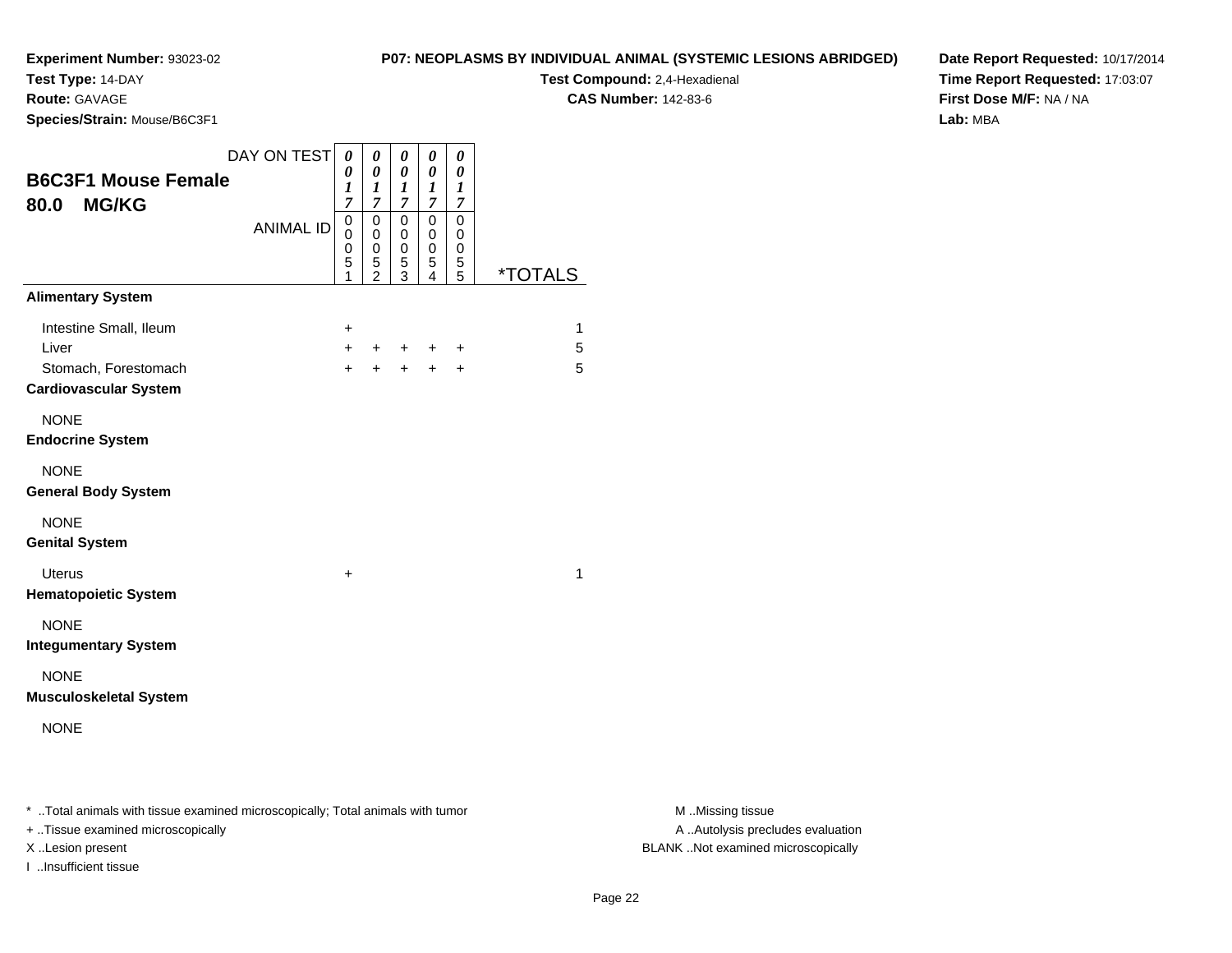**Experiment Number:** 93023-02
**Test Type:** 14-DAY
**Route:** GAVAGE
**Species/Strain:** Mouse/B6C3F1

**P07: NEOPLASMS BY INDIVIDUAL ANIMAL (SYSTEMIC LESIONS ABRIDGED)**
**Test Compound:** 2,4-Hexadienal
**CAS Number:** 142-83-6

**Date Report Requested:** 10/17/2014
**Time Report Requested:** 17:03:07
**First Dose M/F:** NA / NA
**Lab:** MBA

## B6C3F1 Mouse Female
## 80.0 MG/KG

| | | | | | | |
|---|---|---|---|---|---|---|
| DAY ON TEST | 0017 | 0017 | 0017 | 0017 | 0017 | |
| ANIMAL ID | 00051 | 00052 | 00053 | 00054 | 00055 | *TOTALS |
| **Alimentary System** | | | | | | |
| Intestine Small, Ileum | + | | | | | 1 |
| Liver | + | + | + | + | + | 5 |
| Stomach, Forestomach | + | + | + | + | + | 5 |
| **Cardiovascular System** | | | | | | |
| NONE | | | | | | |
| **Endocrine System** | | | | | | |
| NONE | | | | | | |
| **General Body System** | | | | | | |
| NONE | | | | | | |
| **Genital System** | | | | | | |
| Uterus | + | | | | | 1 |
| **Hematopoietic System** | | | | | | |
| NONE | | | | | | |
| **Integumentary System** | | | | | | |
| NONE | | | | | | |
| **Musculoskeletal System** | | | | | | |
| NONE | | | | | | |

* ..Total animals with tissue examined microscopically; Total animals with tumor
+ ..Tissue examined microscopically
X ..Lesion present
I ..Insufficient tissue

M ..Missing tissue
A ..Autolysis precludes evaluation
BLANK ..Not examined microscopically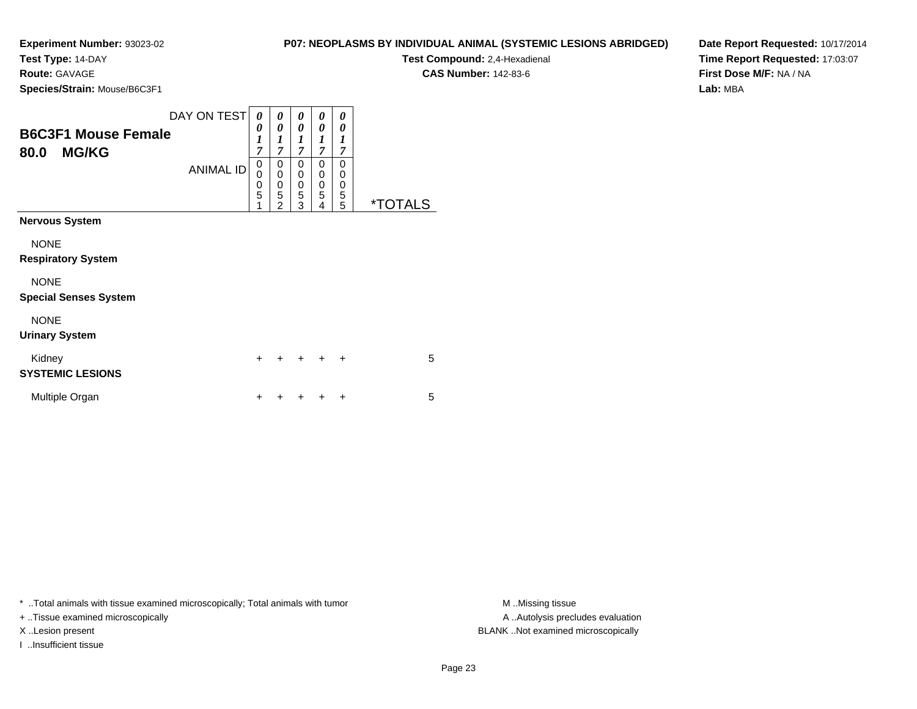**Experiment Number:** 93023-02
**Test Type:** 14-DAY
**Route:** GAVAGE
**Species/Strain:** Mouse/B6C3F1

**P07: NEOPLASMS BY INDIVIDUAL ANIMAL (SYSTEMIC LESIONS ABRIDGED)**
**Test Compound:** 2,4-Hexadienal
**CAS Number:** 142-83-6

**Date Report Requested:** 10/17/2014
**Time Report Requested:** 17:03:07
**First Dose M/F:** NA / NA
**Lab:** MBA

## B6C3F1 Mouse Female
## 80.0 MG/KG

| DAY ON TEST | 0017 | 0017 | 0017 | 0017 | 0017 | |
|---|---|---|---|---|---|---|
| **ANIMAL ID** | 00051 | 00052 | 00053 | 00054 | 00055 | ***TOTALS** |
| **Nervous System** | | | | | | |
| NONE | | | | | | |
| **Respiratory System** | | | | | | |
| NONE | | | | | | |
| **Special Senses System** | | | | | | |
| NONE | | | | | | |
| **Urinary System** | | | | | | |
| Kidney | + | + | + | + | + | 5 |
| **SYSTEMIC LESIONS** | | | | | | |
| Multiple Organ | + | + | + | + | + | 5 |

* ..Total animals with tissue examined microscopically; Total animals with tumor
+ ..Tissue examined microscopically
X ..Lesion present
I ..Insufficient tissue

M ..Missing tissue
A ..Autolysis precludes evaluation
BLANK ..Not examined microscopically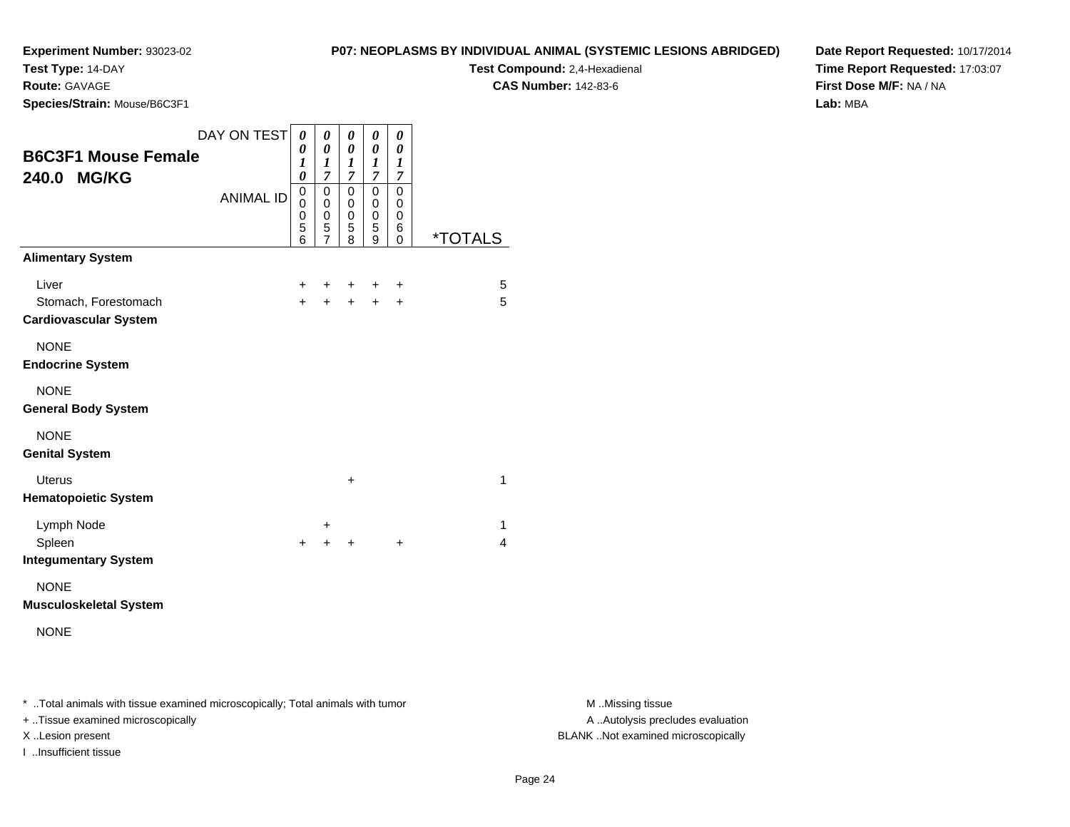**Experiment Number:** 93023-02
**Test Type:** 14-DAY
**Route:** GAVAGE
**Species/Strain:** Mouse/B6C3F1

**P07: NEOPLASMS BY INDIVIDUAL ANIMAL (SYSTEMIC LESIONS ABRIDGED)**
**Test Compound:** 2,4-Hexadienal
**CAS Number:** 142-83-6

**Date Report Requested:** 10/17/2014
**Time Report Requested:** 17:03:07
**First Dose M/F:** NA / NA
**Lab:** MBA

## B6C3F1 Mouse Female
## 240.0 MG/KG

| DAY ON TEST | 0010 | 0017 | 0017 | 0017 | 0017 | |
|---|---|---|---|---|---|---|
| ANIMAL ID | 00056 | 00057 | 00058 | 00059 | 00060 | *TOTALS |
| **Alimentary System** | | | | | | |
| Liver | + | + | + | + | + | 5 |
| Stomach, Forestomach | + | + | + | + | + | 5 |
| **Cardiovascular System** | | | | | | |
| NONE | | | | | | |
| **Endocrine System** | | | | | | |
| NONE | | | | | | |
| **General Body System** | | | | | | |
| NONE | | | | | | |
| **Genital System** | | | | | | |
| Uterus | | | + | | | 1 |
| **Hematopoietic System** | | | | | | |
| Lymph Node | | + | | | | 1 |
| Spleen | + | + | + | | + | 4 |
| **Integumentary System** | | | | | | |
| NONE | | | | | | |
| **Musculoskeletal System** | | | | | | |
| NONE | | | | | | |

* ..Total animals with tissue examined microscopically; Total animals with tumor
+ ..Tissue examined microscopically
X ..Lesion present
I ..Insufficient tissue

M ..Missing tissue
A ..Autolysis precludes evaluation
BLANK ..Not examined microscopically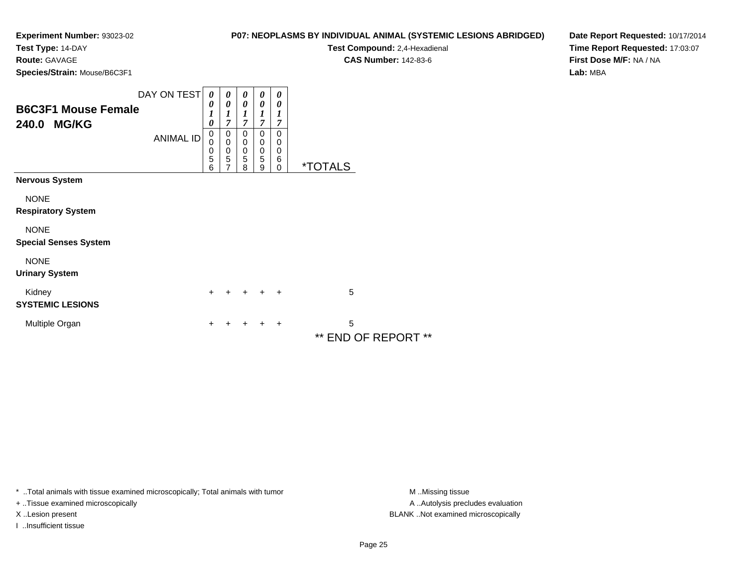**Experiment Number:** 93023-02
**Test Type:** 14-DAY
**Route:** GAVAGE
**Species/Strain:** Mouse/B6C3F1

**P07: NEOPLASMS BY INDIVIDUAL ANIMAL (SYSTEMIC LESIONS ABRIDGED)**
**Test Compound:** 2,4-Hexadienal
**CAS Number:** 142-83-6

**Date Report Requested:** 10/17/2014
**Time Report Requested:** 17:03:07
**First Dose M/F:** NA / NA
**Lab:** MBA

## B6C3F1 Mouse Female
## 240.0 MG/KG

| DAY ON TEST | 0010 | 0017 | 0017 | 0017 | 0017 | |
|---|---|---|---|---|---|---|
| ANIMAL ID | 00056 | 00057 | 00058 | 00059 | 00060 | *TOTALS |
| **Nervous System** | | | | | | |
| NONE | | | | | | |
| **Respiratory System** | | | | | | |
| NONE | | | | | | |
| **Special Senses System** | | | | | | |
| NONE | | | | | | |
| **Urinary System** | | | | | | |
| Kidney | + | + | + | + | + | 5 |
| **SYSTEMIC LESIONS** | | | | | | |
| Multiple Organ | + | + | + | + | + | 5 |

** END OF REPORT **

* ..Total animals with tissue examined microscopically; Total animals with tumor
+ ..Tissue examined microscopically
X ..Lesion present
I ..Insufficient tissue

M ..Missing tissue
A ..Autolysis precludes evaluation
BLANK ..Not examined microscopically